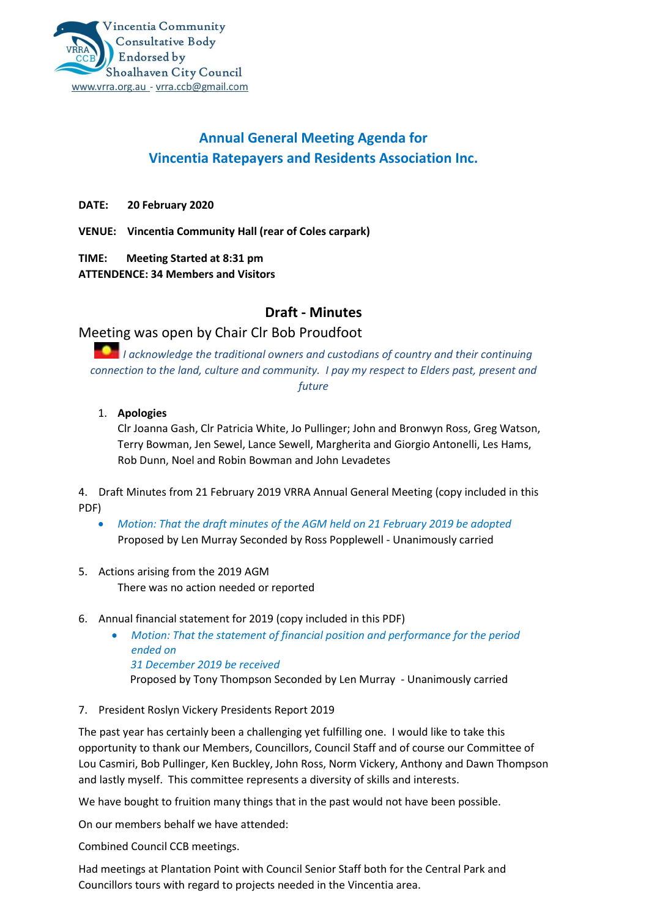Vincentia Community Consultative Body Endorsed by Shoalhaven City Council
www.vrra.org.au - vrra.ccb@gmail.com

## Annual General Meeting Agenda for Vincentia Ratepayers and Residents Association Inc.

**DATE:** **20 February 2020**

**VENUE:** **Vincentia Community Hall (rear of Coles carpark)**

**TIME:** **Meeting Started at 8:31 pm**
**ATTENDENCE: 34 Members and Visitors**

### Draft - Minutes

Meeting was open by Chair Clr Bob Proudfoot

*I acknowledge the traditional owners and custodians of country and their continuing connection to the land, culture and community. I pay my respect to Elders past, present and future*

1. **Apologies**
   Clr Joanna Gash, Clr Patricia White, Jo Pullinger; John and Bronwyn Ross, Greg Watson, Terry Bowman, Jen Sewel, Lance Sewell, Margherita and Giorgio Antonelli, Les Hams, Rob Dunn, Noel and Robin Bowman and John Levadetes

4. Draft Minutes from 21 February 2019 VRRA Annual General Meeting (copy included in this PDF)
   - *Motion: That the draft minutes of the AGM held on 21 February 2019 be adopted*
   Proposed by Len Murray Seconded by Ross Popplewell - Unanimously carried

5. Actions arising from the 2019 AGM
   There was no action needed or reported

6. Annual financial statement for 2019 (copy included in this PDF)
   - *Motion: That the statement of financial position and performance for the period ended on 31 December 2019 be received*
   Proposed by Tony Thompson Seconded by Len Murray - Unanimously carried

7. President Roslyn Vickery Presidents Report 2019

The past year has certainly been a challenging yet fulfilling one. I would like to take this opportunity to thank our Members, Councillors, Council Staff and of course our Committee of Lou Casmiri, Bob Pullinger, Ken Buckley, John Ross, Norm Vickery, Anthony and Dawn Thompson and lastly myself. This committee represents a diversity of skills and interests.

We have bought to fruition many things that in the past would not have been possible.

On our members behalf we have attended:

Combined Council CCB meetings.

Had meetings at Plantation Point with Council Senior Staff both for the Central Park and Councillors tours with regard to projects needed in the Vincentia area.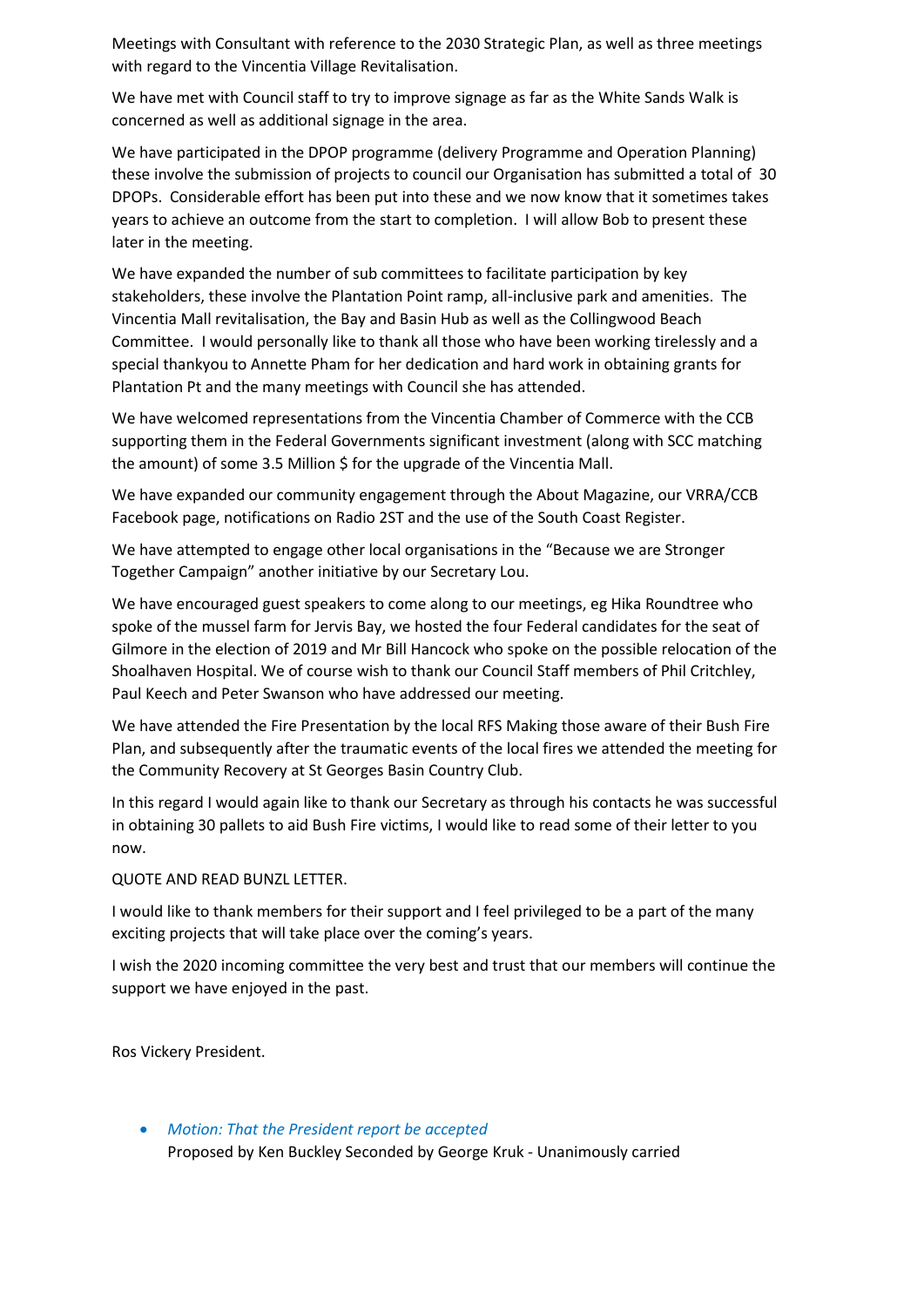Meetings with Consultant with reference to the 2030 Strategic Plan, as well as three meetings with regard to the Vincentia Village Revitalisation.

We have met with Council staff to try to improve signage as far as the White Sands Walk is concerned as well as additional signage in the area.

We have participated in the DPOP programme (delivery Programme and Operation Planning) these involve the submission of projects to council our Organisation has submitted a total of 30 DPOPs. Considerable effort has been put into these and we now know that it sometimes takes years to achieve an outcome from the start to completion. I will allow Bob to present these later in the meeting.

We have expanded the number of sub committees to facilitate participation by key stakeholders, these involve the Plantation Point ramp, all-inclusive park and amenities. The Vincentia Mall revitalisation, the Bay and Basin Hub as well as the Collingwood Beach Committee. I would personally like to thank all those who have been working tirelessly and a special thankyou to Annette Pham for her dedication and hard work in obtaining grants for Plantation Pt and the many meetings with Council she has attended.

We have welcomed representations from the Vincentia Chamber of Commerce with the CCB supporting them in the Federal Governments significant investment (along with SCC matching the amount) of some 3.5 Million $ for the upgrade of the Vincentia Mall.

We have expanded our community engagement through the About Magazine, our VRRA/CCB Facebook page, notifications on Radio 2ST and the use of the South Coast Register.

We have attempted to engage other local organisations in the "Because we are Stronger Together Campaign" another initiative by our Secretary Lou.

We have encouraged guest speakers to come along to our meetings, eg Hika Roundtree who spoke of the mussel farm for Jervis Bay, we hosted the four Federal candidates for the seat of Gilmore in the election of 2019 and Mr Bill Hancock who spoke on the possible relocation of the Shoalhaven Hospital. We of course wish to thank our Council Staff members of Phil Critchley, Paul Keech and Peter Swanson who have addressed our meeting.

We have attended the Fire Presentation by the local RFS Making those aware of their Bush Fire Plan, and subsequently after the traumatic events of the local fires we attended the meeting for the Community Recovery at St Georges Basin Country Club.

In this regard I would again like to thank our Secretary as through his contacts he was successful in obtaining 30 pallets to aid Bush Fire victims, I would like to read some of their letter to you now.

QUOTE AND READ BUNZL LETTER.

I would like to thank members for their support and I feel privileged to be a part of the many exciting projects that will take place over the coming's years.

I wish the 2020 incoming committee the very best and trust that our members will continue the support we have enjoyed in the past.

Ros Vickery President.

- *Motion: That the President report be accepted*
  Proposed by Ken Buckley Seconded by George Kruk - Unanimously carried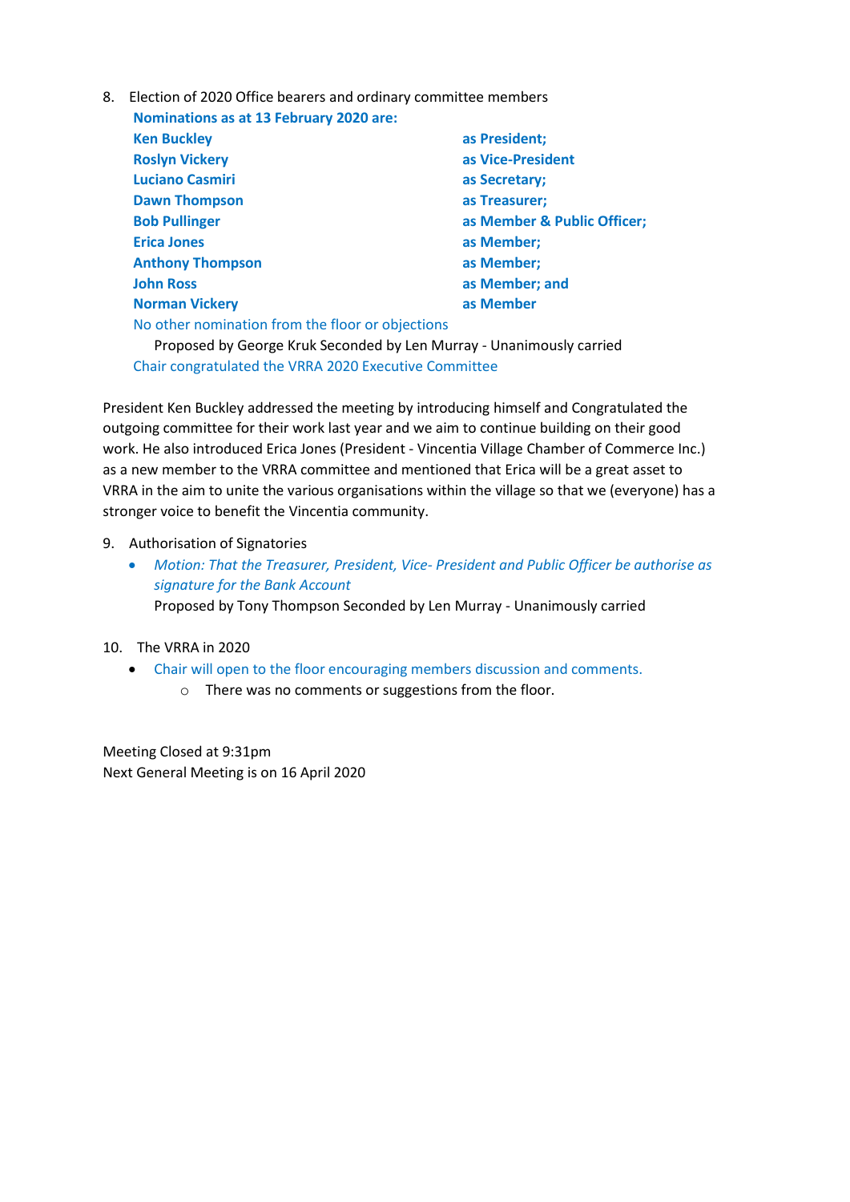8. Election of 2020 Office bearers and ordinary committee members

   **Nominations as at 13 February 2020 are:**

   | | |
   |---|---|
   | **Ken Buckley** | **as President;** |
   | **Roslyn Vickery** | **as Vice-President** |
   | **Luciano Casmiri** | **as Secretary;** |
   | **Dawn Thompson** | **as Treasurer;** |
   | **Bob Pullinger** | **as Member & Public Officer;** |
   | **Erica Jones** | **as Member;** |
   | **Anthony Thompson** | **as Member;** |
   | **John Ross** | **as Member; and** |
   | **Norman Vickery** | **as Member** |

   No other nomination from the floor or objections

   Proposed by George Kruk Seconded by Len Murray - Unanimously carried

   Chair congratulated the VRRA 2020 Executive Committee

President Ken Buckley addressed the meeting by introducing himself and Congratulated the outgoing committee for their work last year and we aim to continue building on their good work. He also introduced Erica Jones (President - Vincentia Village Chamber of Commerce Inc.) as a new member to the VRRA committee and mentioned that Erica will be a great asset to VRRA in the aim to unite the various organisations within the village so that we (everyone) has a stronger voice to benefit the Vincentia community.

9. Authorisation of Signatories
   - *Motion: That the Treasurer, President, Vice- President and Public Officer be authorise as signature for the Bank Account*

     Proposed by Tony Thompson Seconded by Len Murray - Unanimously carried

10. The VRRA in 2020
    - Chair will open to the floor encouraging members discussion and comments.
      - There was no comments or suggestions from the floor.

Meeting Closed at 9:31pm

Next General Meeting is on 16 April 2020